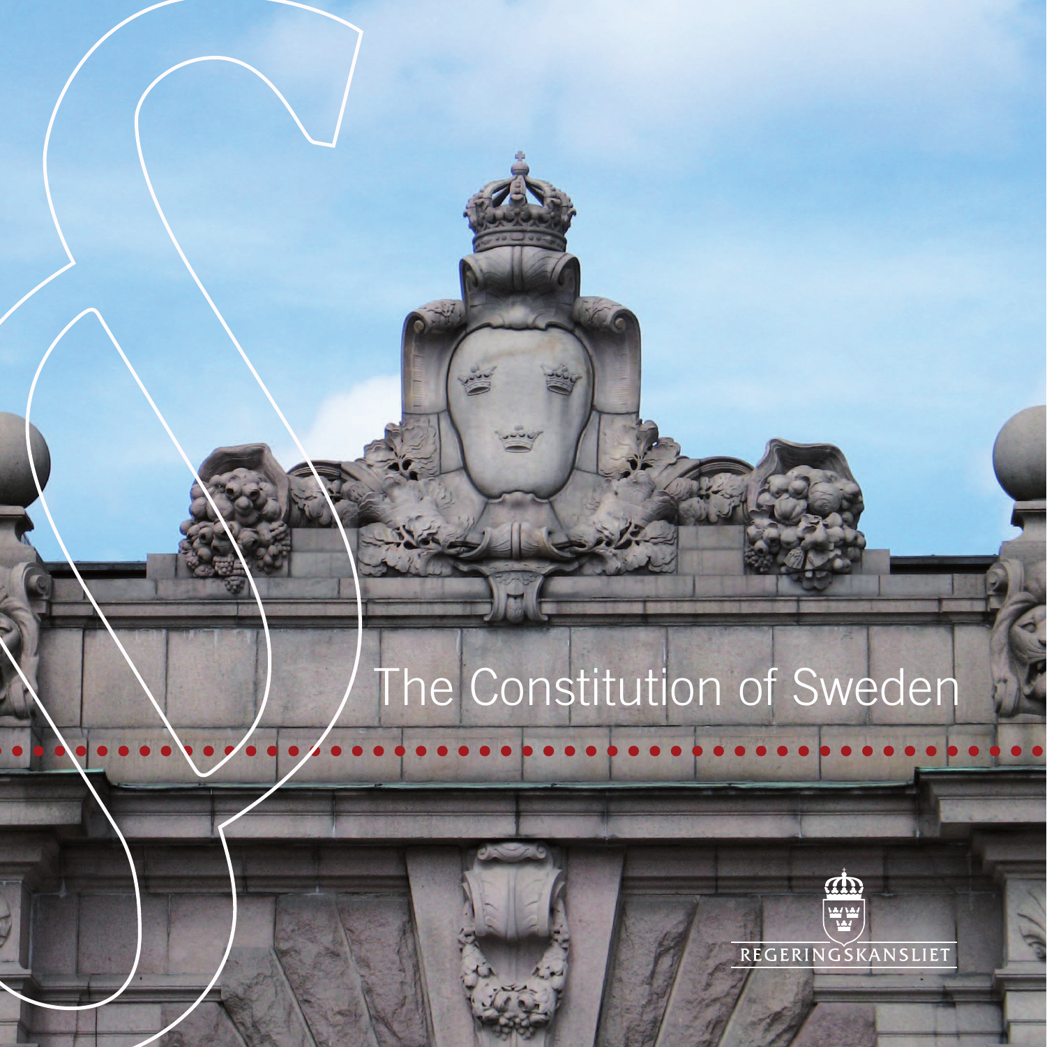# The Constitution of Sweden

REGERINGSKANSLIET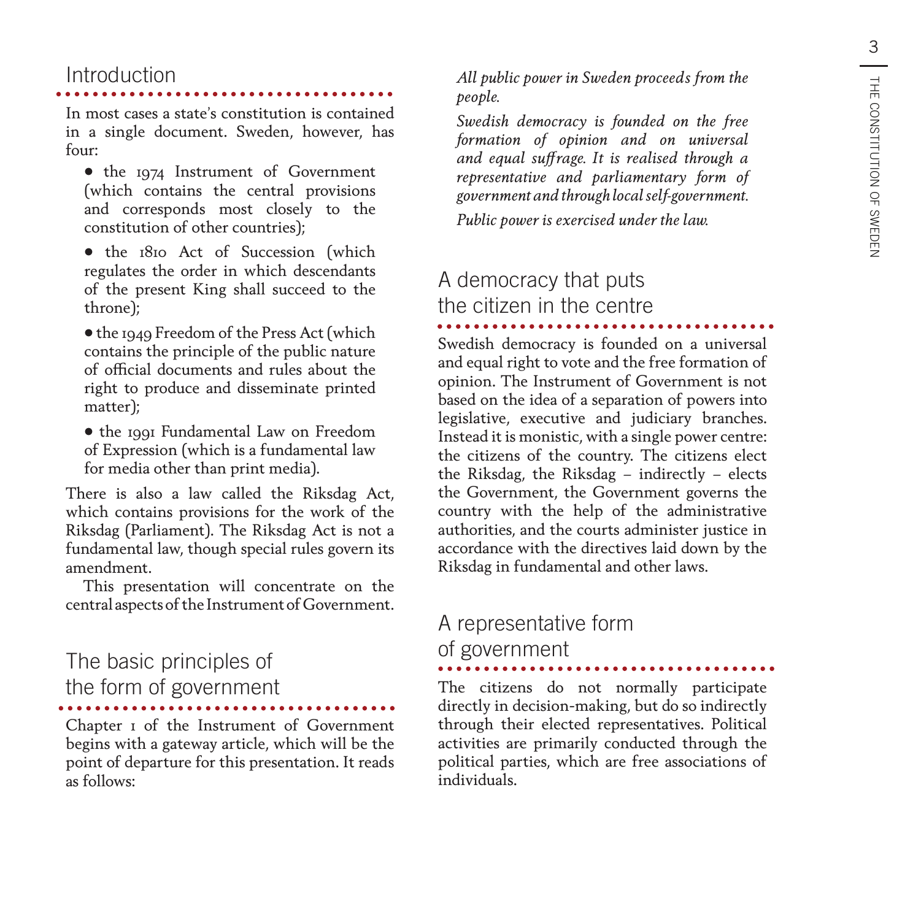## Introduction

In most cases a state's constitution is contained in a single document. Sweden, however, has four:

- the 1974 Instrument of Government (which contains the central provisions and corresponds most closely to the constitution of other countries);
- the 1810 Act of Succession (which regulates the order in which descendants of the present King shall succeed to the throne);
- the 1949 Freedom of the Press Act (which contains the principle of the public nature of official documents and rules about the right to produce and disseminate printed matter);
- the 1991 Fundamental Law on Freedom of Expression (which is a fundamental law for media other than print media).

There is also a law called the Riksdag Act, which contains provisions for the work of the Riksdag (Parliament). The Riksdag Act is not a fundamental law, though special rules govern its amendment.

This presentation will concentrate on the central aspects of the Instrument of Government.

## The basic principles of the form of government

Chapter 1 of the Instrument of Government begins with a gateway article, which will be the point of departure for this presentation. It reads as follows:

*All public power in Sweden proceeds from the people.*

*Swedish democracy is founded on the free formation of opinion and on universal and equal suffrage. It is realised through a representative and parliamentary form of government and through local self-government.*

*Public power is exercised under the law.*

## A democracy that puts the citizen in the centre

Swedish democracy is founded on a universal and equal right to vote and the free formation of opinion. The Instrument of Government is not based on the idea of a separation of powers into legislative, executive and judiciary branches. Instead it is monistic, with a single power centre: the citizens of the country. The citizens elect the Riksdag, the Riksdag – indirectly – elects the Government, the Government governs the country with the help of the administrative authorities, and the courts administer justice in accordance with the directives laid down by the Riksdag in fundamental and other laws.

## A representative form of government

The citizens do not normally participate directly in decision-making, but do so indirectly through their elected representatives. Political activities are primarily conducted through the political parties, which are free associations of individuals.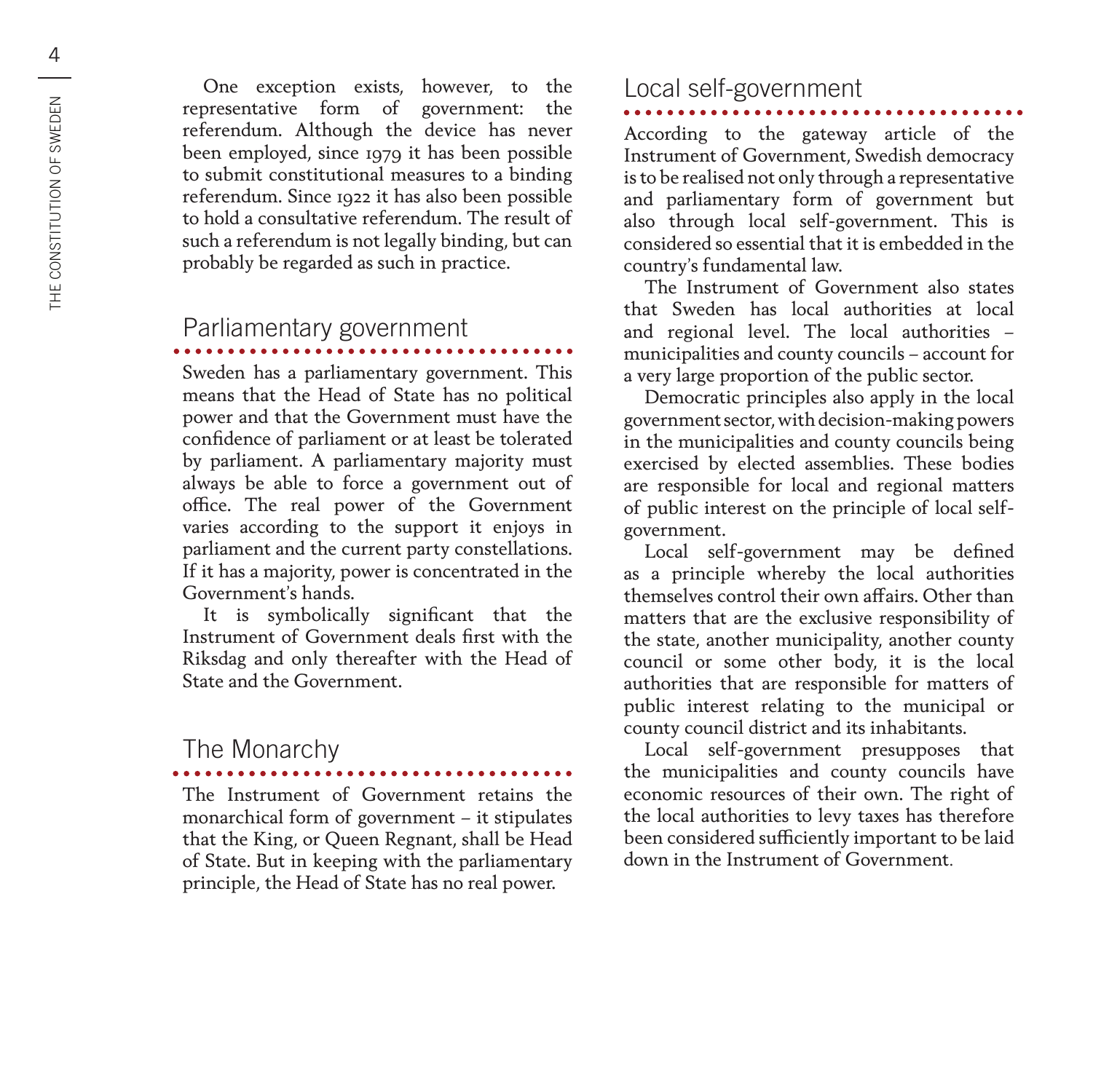One exception exists, however, to the representative form of government: the referendum. Although the device has never been employed, since 1979 it has been possible to submit constitutional measures to a binding referendum. Since 1922 it has also been possible to hold a consultative referendum. The result of such a referendum is not legally binding, but can probably be regarded as such in practice.

## Parliamentary government

Sweden has a parliamentary government. This means that the Head of State has no political power and that the Government must have the confidence of parliament or at least be tolerated by parliament. A parliamentary majority must always be able to force a government out of office. The real power of the Government varies according to the support it enjoys in parliament and the current party constellations. If it has a majority, power is concentrated in the Government's hands.

It is symbolically significant that the Instrument of Government deals first with the Riksdag and only thereafter with the Head of State and the Government.

## The Monarchy

The Instrument of Government retains the monarchical form of government – it stipulates that the King, or Queen Regnant, shall be Head of State. But in keeping with the parliamentary principle, the Head of State has no real power.

## Local self-government

According to the gateway article of the Instrument of Government, Swedish democracy is to be realised not only through a representative and parliamentary form of government but also through local self-government. This is considered so essential that it is embedded in the country's fundamental law.

The Instrument of Government also states that Sweden has local authorities at local and regional level. The local authorities – municipalities and county councils – account for a very large proportion of the public sector.

Democratic principles also apply in the local government sector, with decision-making powers in the municipalities and county councils being exercised by elected assemblies. These bodies are responsible for local and regional matters of public interest on the principle of local self-government.

Local self-government may be defined as a principle whereby the local authorities themselves control their own affairs. Other than matters that are the exclusive responsibility of the state, another municipality, another county council or some other body, it is the local authorities that are responsible for matters of public interest relating to the municipal or county council district and its inhabitants.

Local self-government presupposes that the municipalities and county councils have economic resources of their own. The right of the local authorities to levy taxes has therefore been considered sufficiently important to be laid down in the Instrument of Government.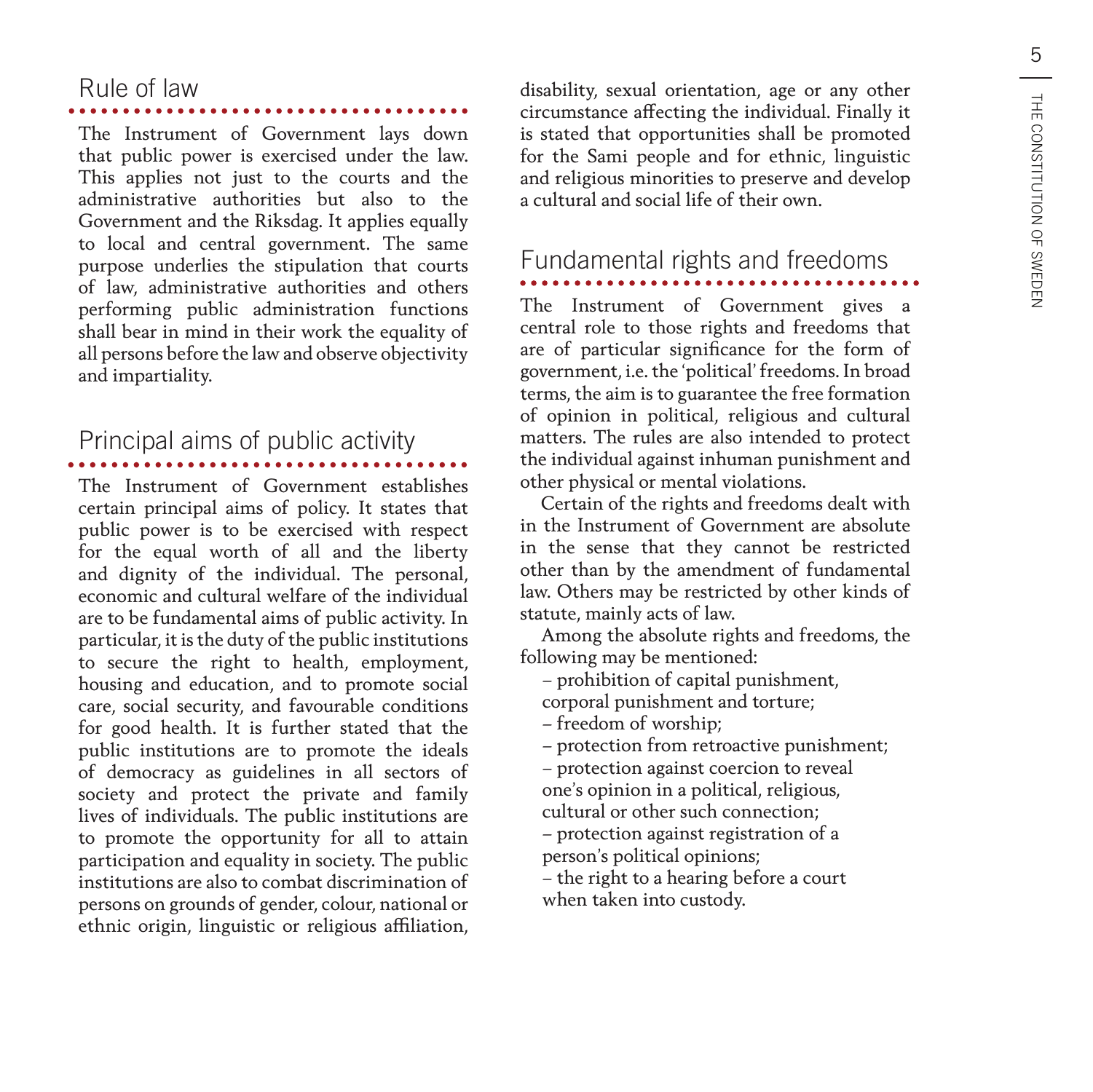## Rule of law

The Instrument of Government lays down that public power is exercised under the law. This applies not just to the courts and the administrative authorities but also to the Government and the Riksdag. It applies equally to local and central government. The same purpose underlies the stipulation that courts of law, administrative authorities and others performing public administration functions shall bear in mind in their work the equality of all persons before the law and observe objectivity and impartiality.

## Principal aims of public activity

The Instrument of Government establishes certain principal aims of policy. It states that public power is to be exercised with respect for the equal worth of all and the liberty and dignity of the individual. The personal, economic and cultural welfare of the individual are to be fundamental aims of public activity. In particular, it is the duty of the public institutions to secure the right to health, employment, housing and education, and to promote social care, social security, and favourable conditions for good health. It is further stated that the public institutions are to promote the ideals of democracy as guidelines in all sectors of society and protect the private and family lives of individuals. The public institutions are to promote the opportunity for all to attain participation and equality in society. The public institutions are also to combat discrimination of persons on grounds of gender, colour, national or ethnic origin, linguistic or religious affiliation, disability, sexual orientation, age or any other circumstance affecting the individual. Finally it is stated that opportunities shall be promoted for the Sami people and for ethnic, linguistic and religious minorities to preserve and develop a cultural and social life of their own.

## Fundamental rights and freedoms

The Instrument of Government gives a central role to those rights and freedoms that are of particular significance for the form of government, i.e. the 'political' freedoms. In broad terms, the aim is to guarantee the free formation of opinion in political, religious and cultural matters. The rules are also intended to protect the individual against inhuman punishment and other physical or mental violations.

Certain of the rights and freedoms dealt with in the Instrument of Government are absolute in the sense that they cannot be restricted other than by the amendment of fundamental law. Others may be restricted by other kinds of statute, mainly acts of law.

Among the absolute rights and freedoms, the following may be mentioned:

- prohibition of capital punishment, corporal punishment and torture;
- freedom of worship;
- protection from retroactive punishment;
- protection against coercion to reveal one's opinion in a political, religious, cultural or other such connection;
- protection against registration of a person's political opinions;
- the right to a hearing before a court when taken into custody.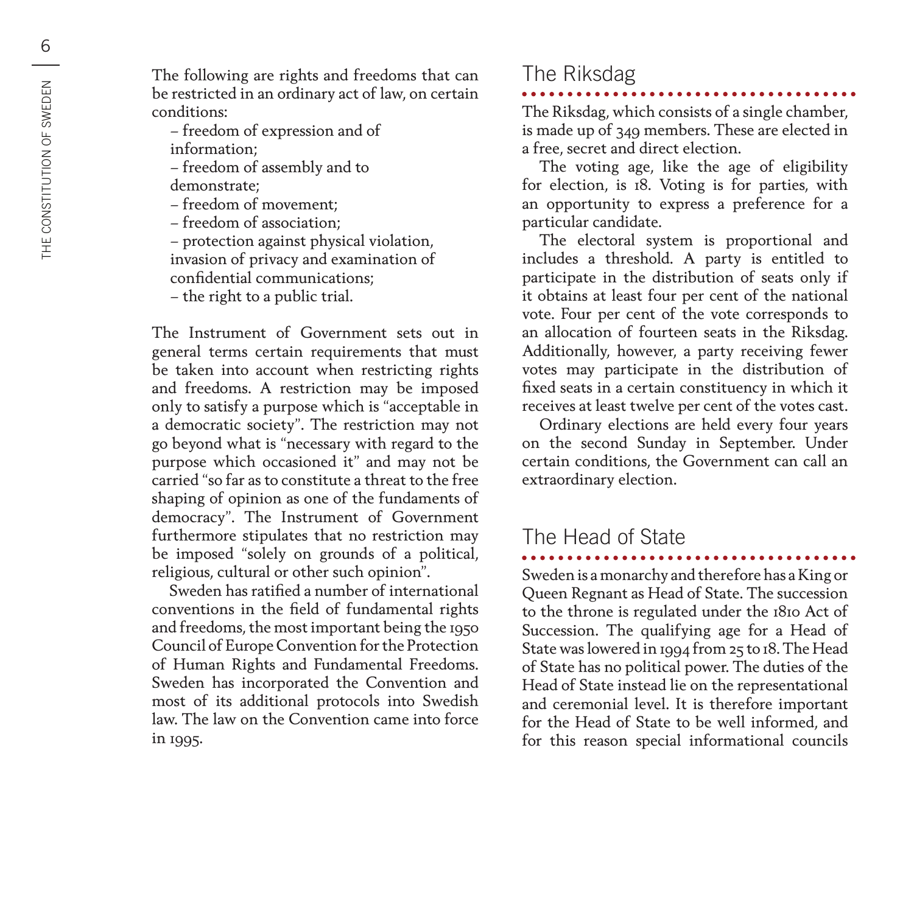The following are rights and freedoms that can be restricted in an ordinary act of law, on certain conditions:

- freedom of expression and of information;
- freedom of assembly and to demonstrate;
- freedom of movement;
- freedom of association;
- protection against physical violation, invasion of privacy and examination of confidential communications;
- the right to a public trial.

The Instrument of Government sets out in general terms certain requirements that must be taken into account when restricting rights and freedoms. A restriction may be imposed only to satisfy a purpose which is "acceptable in a democratic society". The restriction may not go beyond what is "necessary with regard to the purpose which occasioned it" and may not be carried "so far as to constitute a threat to the free shaping of opinion as one of the fundaments of democracy". The Instrument of Government furthermore stipulates that no restriction may be imposed "solely on grounds of a political, religious, cultural or other such opinion".

Sweden has ratified a number of international conventions in the field of fundamental rights and freedoms, the most important being the 1950 Council of Europe Convention for the Protection of Human Rights and Fundamental Freedoms. Sweden has incorporated the Convention and most of its additional protocols into Swedish law. The law on the Convention came into force in 1995.

## The Riksdag

The Riksdag, which consists of a single chamber, is made up of 349 members. These are elected in a free, secret and direct election.

The voting age, like the age of eligibility for election, is 18. Voting is for parties, with an opportunity to express a preference for a particular candidate.

The electoral system is proportional and includes a threshold. A party is entitled to participate in the distribution of seats only if it obtains at least four per cent of the national vote. Four per cent of the vote corresponds to an allocation of fourteen seats in the Riksdag. Additionally, however, a party receiving fewer votes may participate in the distribution of fixed seats in a certain constituency in which it receives at least twelve per cent of the votes cast.

Ordinary elections are held every four years on the second Sunday in September. Under certain conditions, the Government can call an extraordinary election.

## The Head of State

Sweden is a monarchy and therefore has a King or Queen Regnant as Head of State. The succession to the throne is regulated under the 1810 Act of Succession. The qualifying age for a Head of State was lowered in 1994 from 25 to 18. The Head of State has no political power. The duties of the Head of State instead lie on the representational and ceremonial level. It is therefore important for the Head of State to be well informed, and for this reason special informational councils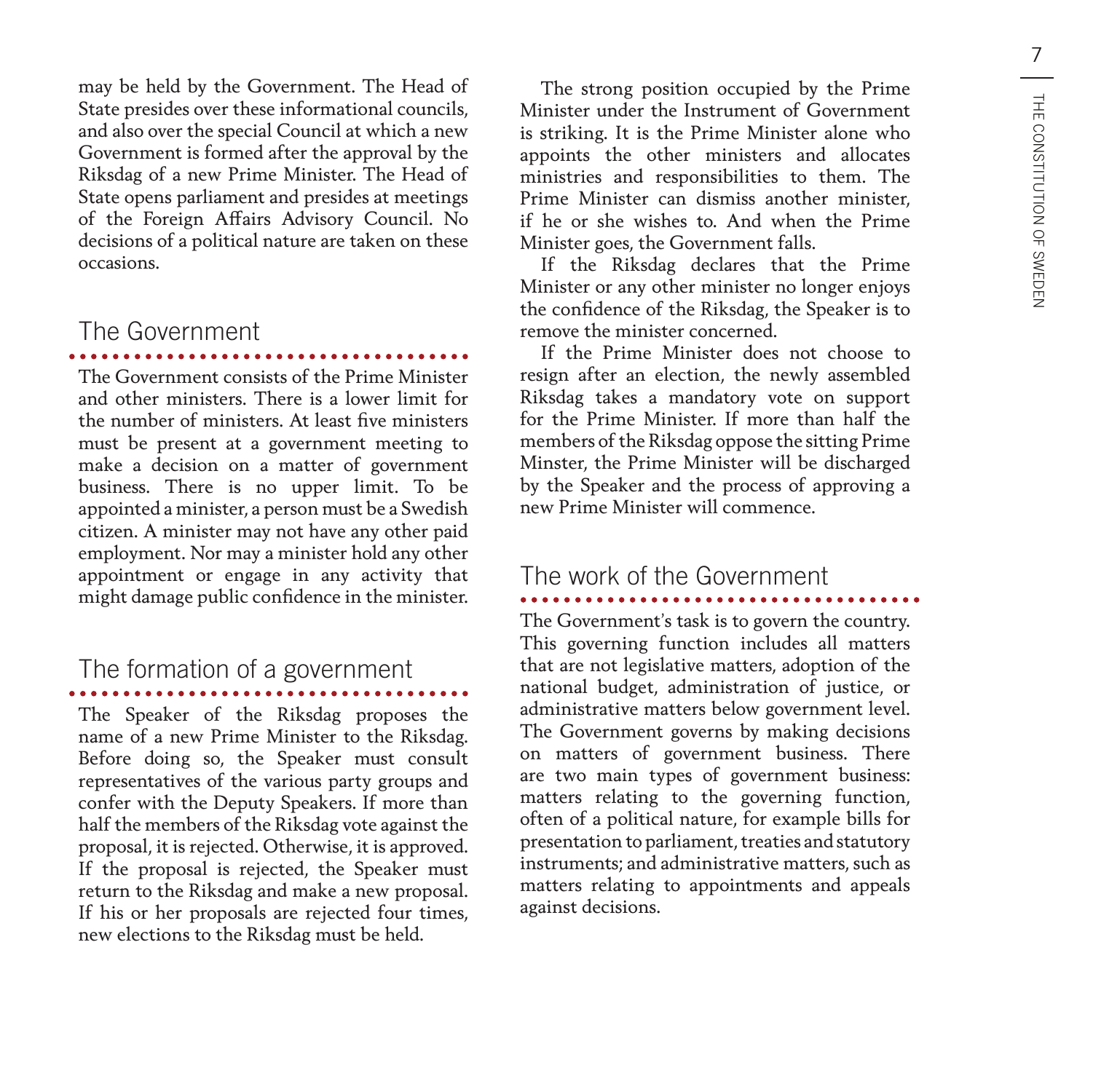may be held by the Government. The Head of State presides over these informational councils, and also over the special Council at which a new Government is formed after the approval by the Riksdag of a new Prime Minister. The Head of State opens parliament and presides at meetings of the Foreign Affairs Advisory Council. No decisions of a political nature are taken on these occasions.

## The Government

The Government consists of the Prime Minister and other ministers. There is a lower limit for the number of ministers. At least five ministers must be present at a government meeting to make a decision on a matter of government business. There is no upper limit. To be appointed a minister, a person must be a Swedish citizen. A minister may not have any other paid employment. Nor may a minister hold any other appointment or engage in any activity that might damage public confidence in the minister.

## The formation of a government

The Speaker of the Riksdag proposes the name of a new Prime Minister to the Riksdag. Before doing so, the Speaker must consult representatives of the various party groups and confer with the Deputy Speakers. If more than half the members of the Riksdag vote against the proposal, it is rejected. Otherwise, it is approved. If the proposal is rejected, the Speaker must return to the Riksdag and make a new proposal. If his or her proposals are rejected four times, new elections to the Riksdag must be held.

The strong position occupied by the Prime Minister under the Instrument of Government is striking. It is the Prime Minister alone who appoints the other ministers and allocates ministries and responsibilities to them. The Prime Minister can dismiss another minister, if he or she wishes to. And when the Prime Minister goes, the Government falls.

If the Riksdag declares that the Prime Minister or any other minister no longer enjoys the confidence of the Riksdag, the Speaker is to remove the minister concerned.

If the Prime Minister does not choose to resign after an election, the newly assembled Riksdag takes a mandatory vote on support for the Prime Minister. If more than half the members of the Riksdag oppose the sitting Prime Minster, the Prime Minister will be discharged by the Speaker and the process of approving a new Prime Minister will commence.

## The work of the Government

The Government's task is to govern the country. This governing function includes all matters that are not legislative matters, adoption of the national budget, administration of justice, or administrative matters below government level. The Government governs by making decisions on matters of government business. There are two main types of government business: matters relating to the governing function, often of a political nature, for example bills for presentation to parliament, treaties and statutory instruments; and administrative matters, such as matters relating to appointments and appeals against decisions.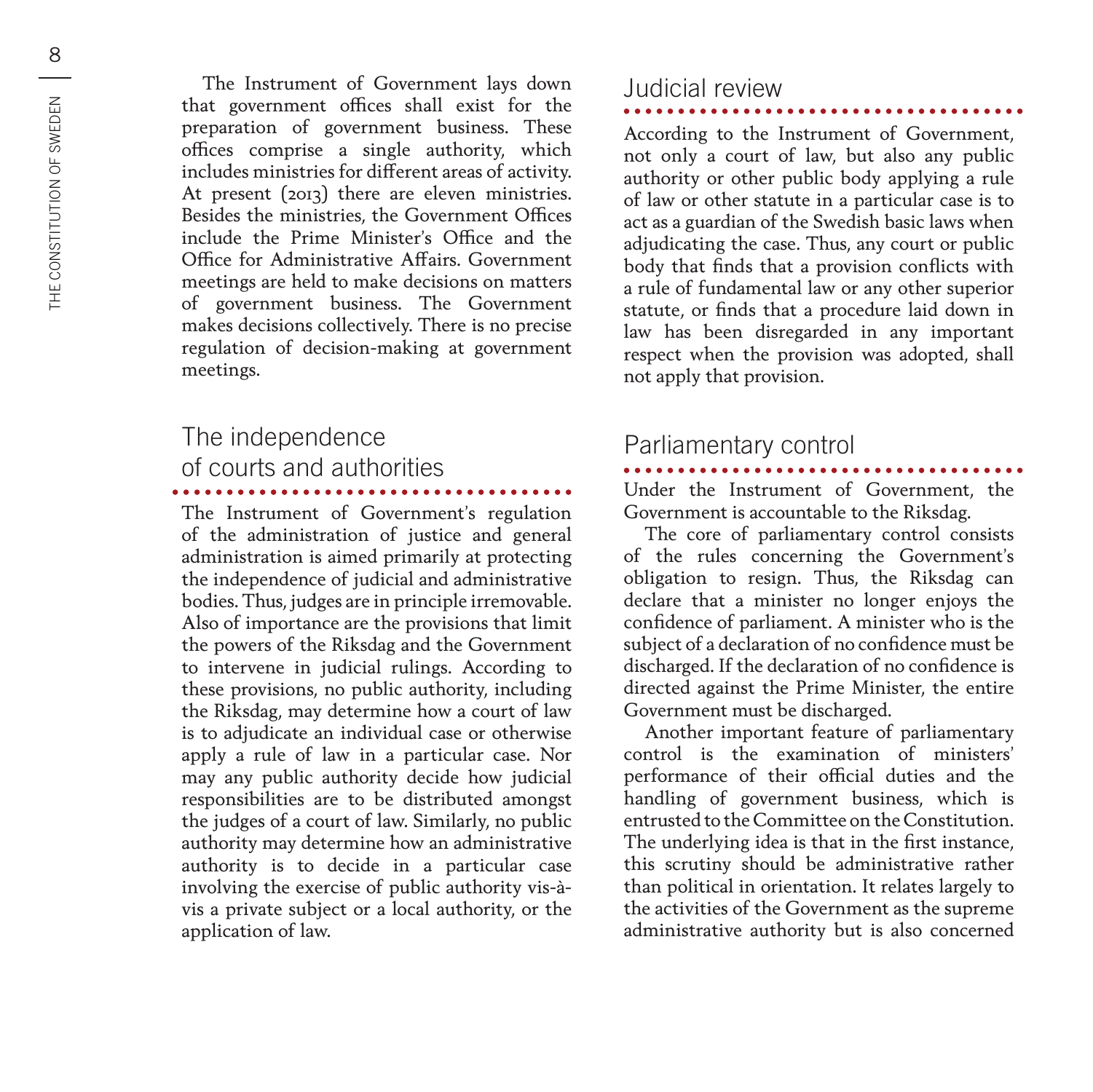The Instrument of Government lays down that government offices shall exist for the preparation of government business. These offices comprise a single authority, which includes ministries for different areas of activity. At present (2013) there are eleven ministries. Besides the ministries, the Government Offices include the Prime Minister's Office and the Office for Administrative Affairs. Government meetings are held to make decisions on matters of government business. The Government makes decisions collectively. There is no precise regulation of decision-making at government meetings.

## The independence of courts and authorities

The Instrument of Government's regulation of the administration of justice and general administration is aimed primarily at protecting the independence of judicial and administrative bodies. Thus, judges are in principle irremovable. Also of importance are the provisions that limit the powers of the Riksdag and the Government to intervene in judicial rulings. According to these provisions, no public authority, including the Riksdag, may determine how a court of law is to adjudicate an individual case or otherwise apply a rule of law in a particular case. Nor may any public authority decide how judicial responsibilities are to be distributed amongst the judges of a court of law. Similarly, no public authority may determine how an administrative authority is to decide in a particular case involving the exercise of public authority vis-à-vis a private subject or a local authority, or the application of law.

## Judicial review

According to the Instrument of Government, not only a court of law, but also any public authority or other public body applying a rule of law or other statute in a particular case is to act as a guardian of the Swedish basic laws when adjudicating the case. Thus, any court or public body that finds that a provision conflicts with a rule of fundamental law or any other superior statute, or finds that a procedure laid down in law has been disregarded in any important respect when the provision was adopted, shall not apply that provision.

## Parliamentary control

Under the Instrument of Government, the Government is accountable to the Riksdag.

The core of parliamentary control consists of the rules concerning the Government's obligation to resign. Thus, the Riksdag can declare that a minister no longer enjoys the confidence of parliament. A minister who is the subject of a declaration of no confidence must be discharged. If the declaration of no confidence is directed against the Prime Minister, the entire Government must be discharged.

Another important feature of parliamentary control is the examination of ministers' performance of their official duties and the handling of government business, which is entrusted to the Committee on the Constitution. The underlying idea is that in the first instance, this scrutiny should be administrative rather than political in orientation. It relates largely to the activities of the Government as the supreme administrative authority but is also concerned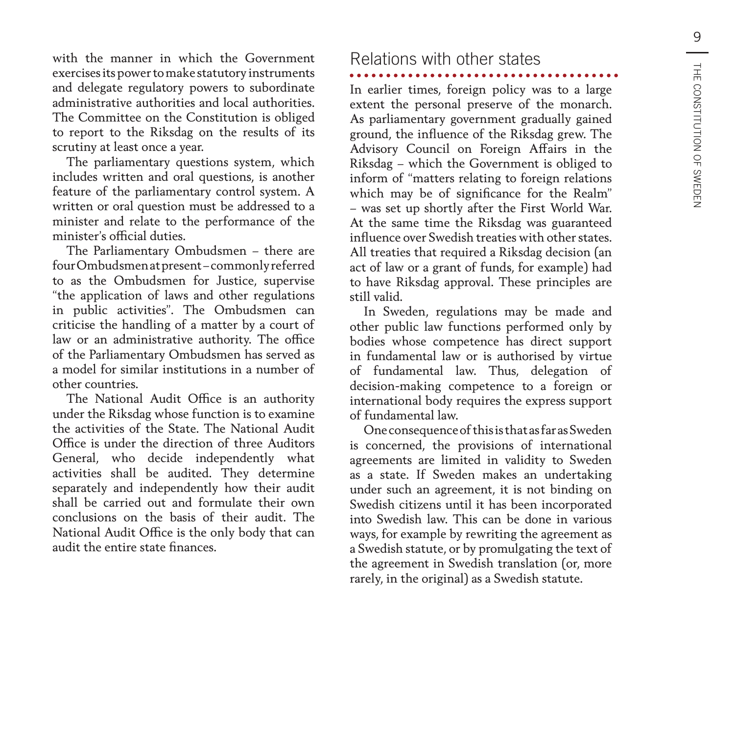with the manner in which the Government exercises its power to make statutory instruments and delegate regulatory powers to subordinate administrative authorities and local authorities. The Committee on the Constitution is obliged to report to the Riksdag on the results of its scrutiny at least once a year.

The parliamentary questions system, which includes written and oral questions, is another feature of the parliamentary control system. A written or oral question must be addressed to a minister and relate to the performance of the minister's official duties.

The Parliamentary Ombudsmen – there are four Ombudsmen at present – commonly referred to as the Ombudsmen for Justice, supervise "the application of laws and other regulations in public activities". The Ombudsmen can criticise the handling of a matter by a court of law or an administrative authority. The office of the Parliamentary Ombudsmen has served as a model for similar institutions in a number of other countries.

The National Audit Office is an authority under the Riksdag whose function is to examine the activities of the State. The National Audit Office is under the direction of three Auditors General, who decide independently what activities shall be audited. They determine separately and independently how their audit shall be carried out and formulate their own conclusions on the basis of their audit. The National Audit Office is the only body that can audit the entire state finances.

## Relations with other states

In earlier times, foreign policy was to a large extent the personal preserve of the monarch. As parliamentary government gradually gained ground, the influence of the Riksdag grew. The Advisory Council on Foreign Affairs in the Riksdag – which the Government is obliged to inform of "matters relating to foreign relations which may be of significance for the Realm" – was set up shortly after the First World War. At the same time the Riksdag was guaranteed influence over Swedish treaties with other states. All treaties that required a Riksdag decision (an act of law or a grant of funds, for example) had to have Riksdag approval. These principles are still valid.

In Sweden, regulations may be made and other public law functions performed only by bodies whose competence has direct support in fundamental law or is authorised by virtue of fundamental law. Thus, delegation of decision-making competence to a foreign or international body requires the express support of fundamental law.

One consequence of this is that as far as Sweden is concerned, the provisions of international agreements are limited in validity to Sweden as a state. If Sweden makes an undertaking under such an agreement, it is not binding on Swedish citizens until it has been incorporated into Swedish law. This can be done in various ways, for example by rewriting the agreement as a Swedish statute, or by promulgating the text of the agreement in Swedish translation (or, more rarely, in the original) as a Swedish statute.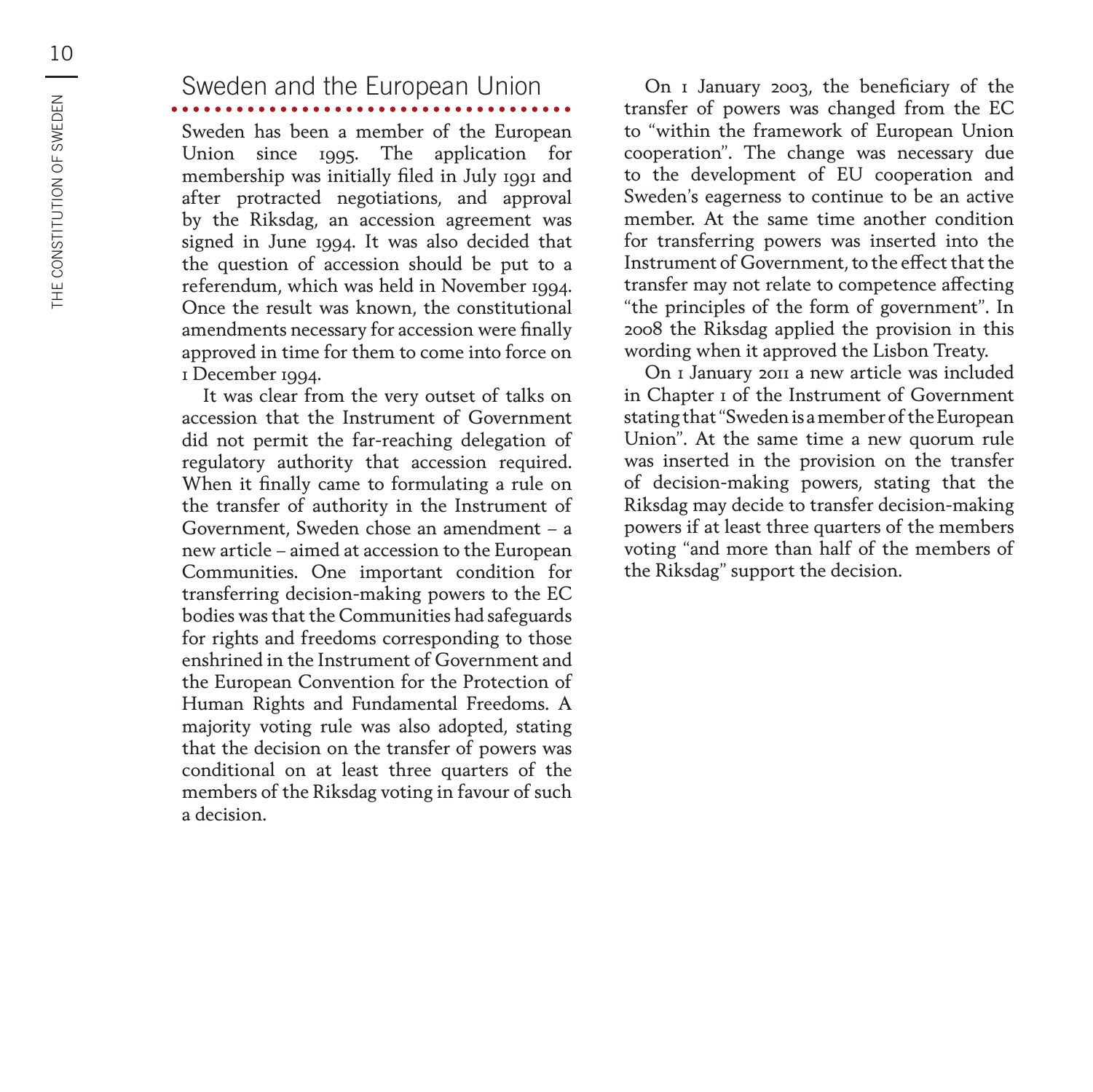## Sweden and the European Union

Sweden has been a member of the European Union since 1995. The application for membership was initially filed in July 1991 and after protracted negotiations, and approval by the Riksdag, an accession agreement was signed in June 1994. It was also decided that the question of accession should be put to a referendum, which was held in November 1994. Once the result was known, the constitutional amendments necessary for accession were finally approved in time for them to come into force on 1 December 1994.

It was clear from the very outset of talks on accession that the Instrument of Government did not permit the far-reaching delegation of regulatory authority that accession required. When it finally came to formulating a rule on the transfer of authority in the Instrument of Government, Sweden chose an amendment – a new article – aimed at accession to the European Communities. One important condition for transferring decision-making powers to the EC bodies was that the Communities had safeguards for rights and freedoms corresponding to those enshrined in the Instrument of Government and the European Convention for the Protection of Human Rights and Fundamental Freedoms. A majority voting rule was also adopted, stating that the decision on the transfer of powers was conditional on at least three quarters of the members of the Riksdag voting in favour of such a decision.

On 1 January 2003, the beneficiary of the transfer of powers was changed from the EC to "within the framework of European Union cooperation". The change was necessary due to the development of EU cooperation and Sweden's eagerness to continue to be an active member. At the same time another condition for transferring powers was inserted into the Instrument of Government, to the effect that the transfer may not relate to competence affecting "the principles of the form of government". In 2008 the Riksdag applied the provision in this wording when it approved the Lisbon Treaty.

On 1 January 2011 a new article was included in Chapter 1 of the Instrument of Government stating that "Sweden is a member of the European Union". At the same time a new quorum rule was inserted in the provision on the transfer of decision-making powers, stating that the Riksdag may decide to transfer decision-making powers if at least three quarters of the members voting "and more than half of the members of the Riksdag" support the decision.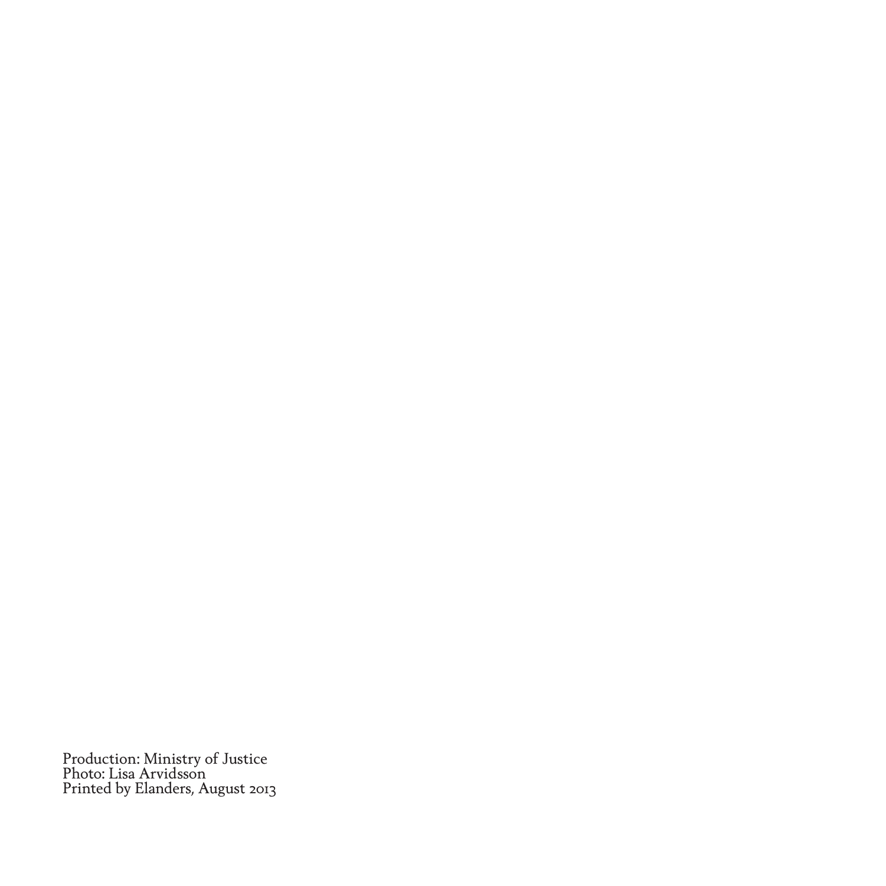Production: Ministry of Justice
Photo: Lisa Arvidsson
Printed by Elanders, August 2013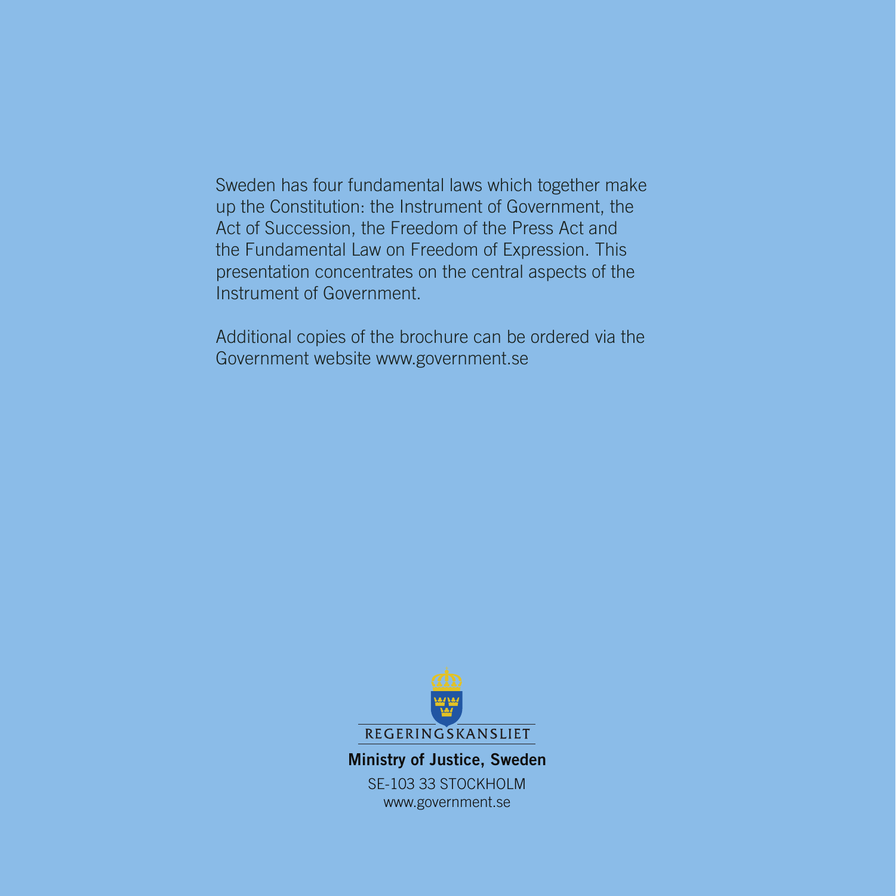Sweden has four fundamental laws which together make up the Constitution: the Instrument of Government, the Act of Succession, the Freedom of the Press Act and the Fundamental Law on Freedom of Expression. This presentation concentrates on the central aspects of the Instrument of Government.

Additional copies of the brochure can be ordered via the Government website www.government.se

REGERINGSKANSLIET

**Ministry of Justice, Sweden**

SE-103 33 STOCKHOLM
www.government.se